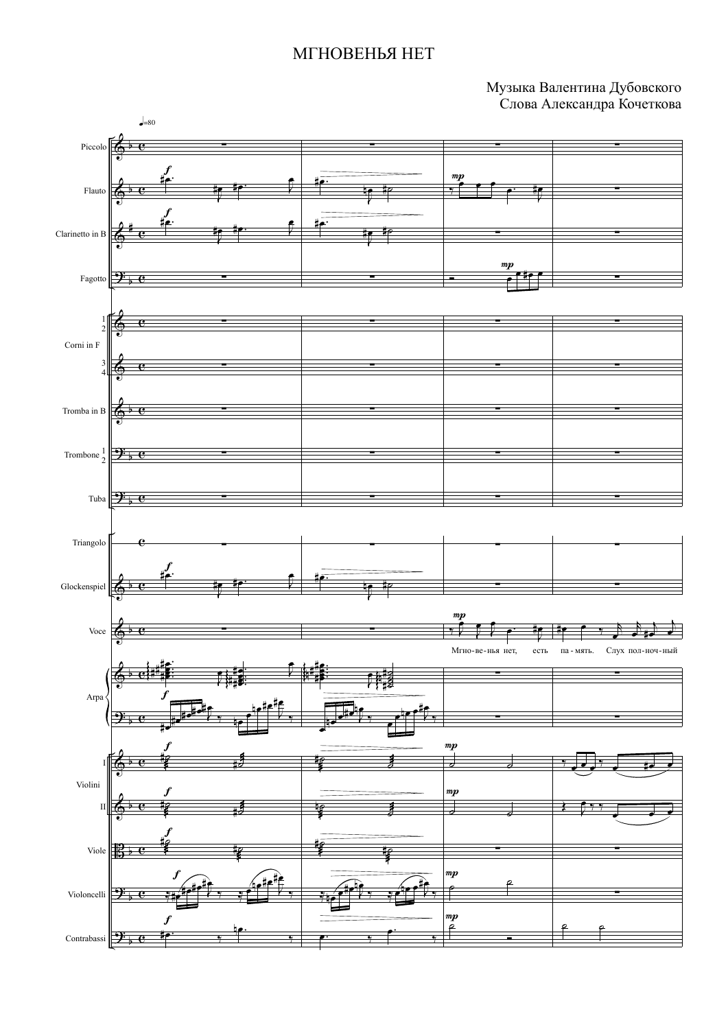# МГНОВЕНЬЯ НЕТ

Музыка Валентина Дубовского
Слова Александра Кочеткова

♩=80

Piccolo

Flauto

Clarinetto in B

Fagotto

Corni in F 1 2

3 4

Tromba in B

Trombone 1 2

Tuba

Triangolo

Glockenspiel

Voce

Мгно-ве-нья нет, есть па-мять. Слух пол-ноч-ный

Arpa

Violini I

II

Viole

Violoncelli

Contrabassi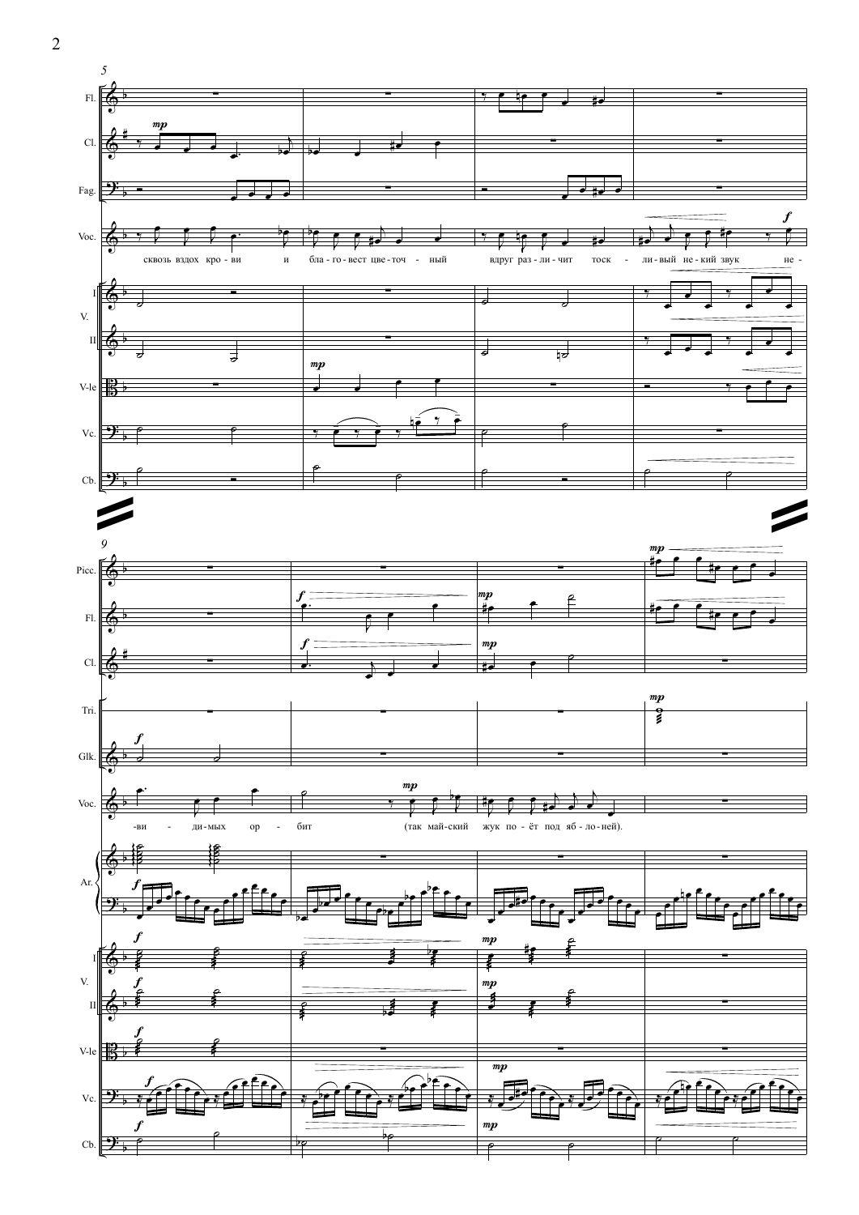сквозь вздох кро - ви и бла - го - вест цве - точ - ный вдруг раз - ли - чит тоск - ли - вый не - кий звук не -

-ви - ди - мых ор - бит (так май - ский жук по - ёт под яб - ло - ней).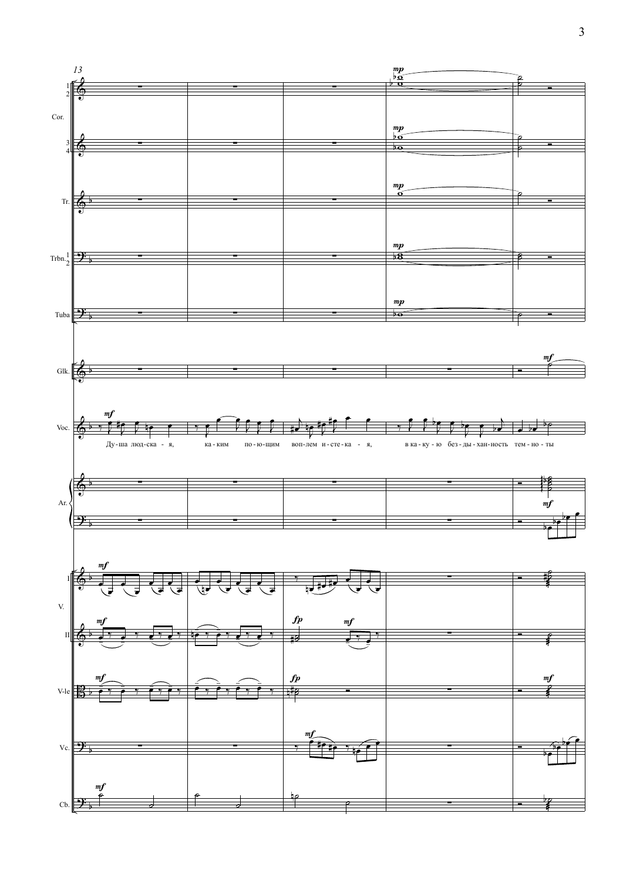Душа людская, каким поющим воплем истекая, в какую бездыханность темноты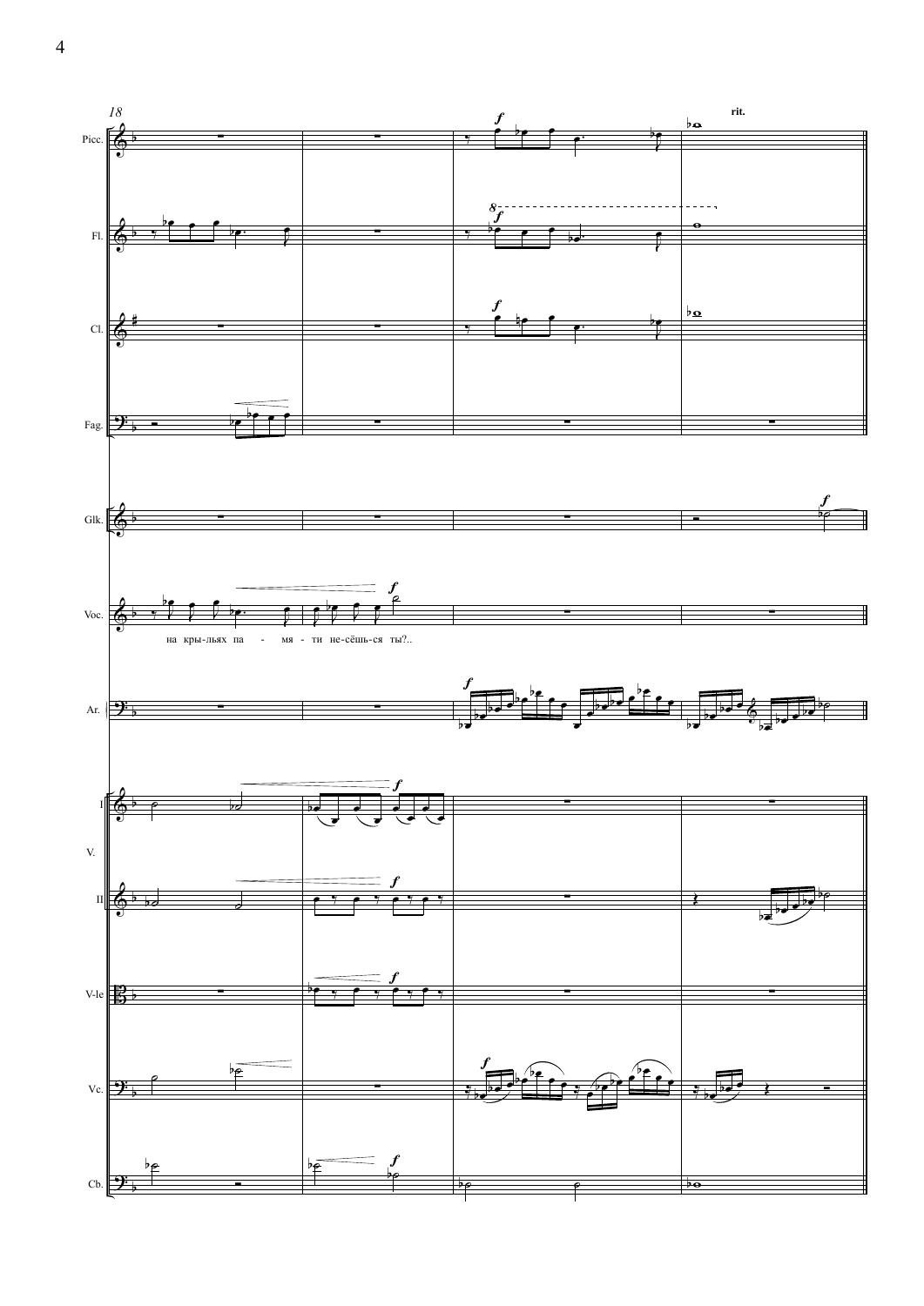18

Picc.

Fl.

Cl.

Fag.

Glk.

Voc.

на кры-льях па - мя - ти не-сёшь-ся ты?..

Ar.

V. I

V. II

V-le

Vc.

Cb.

rit.